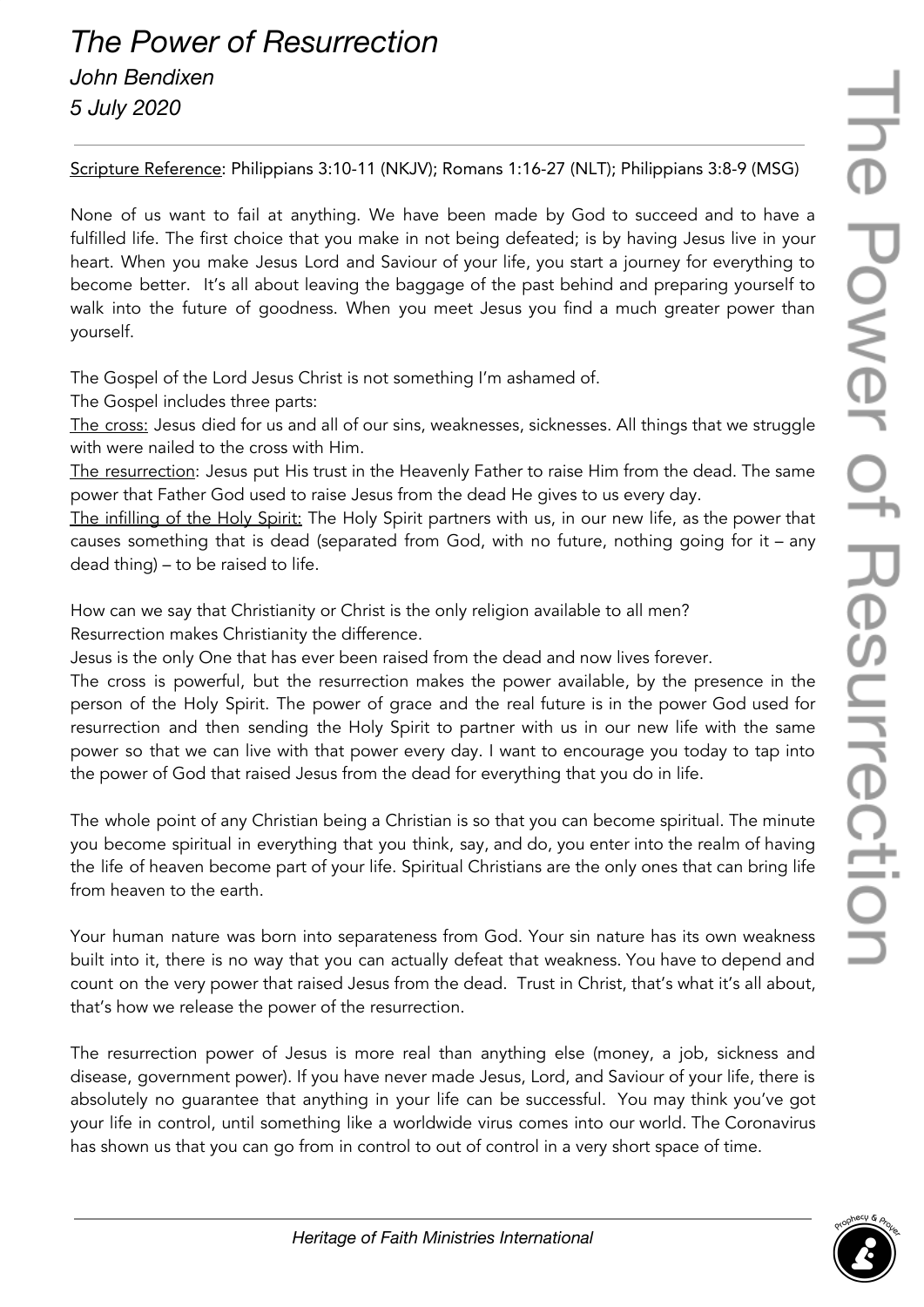# *The Power of Resurrection*

*John Bendixen*

*5 July 2020*

Scripture Reference: Philippians 3:10-11 (NKJV); Romans 1:16-27 (NLT); Philippians 3:8-9 (MSG)

None of us want to fail at anything. We have been made by God to succeed and to have a fulfilled life. The first choice that you make in not being defeated; is by having Jesus live in your heart. When you make Jesus Lord and Saviour of your life, you start a journey for everything to become better. It's all about leaving the baggage of the past behind and preparing yourself to walk into the future of goodness. When you meet Jesus you find a much greater power than yourself.

The Gospel of the Lord Jesus Christ is not something I'm ashamed of.

The Gospel includes three parts:

The cross: Jesus died for us and all of our sins, weaknesses, sicknesses. All things that we struggle with were nailed to the cross with Him.

The resurrection: Jesus put His trust in the Heavenly Father to raise Him from the dead. The same power that Father God used to raise Jesus from the dead He gives to us every day.

The infilling of the Holy Spirit: The Holy Spirit partners with us, in our new life, as the power that causes something that is dead (separated from God, with no future, nothing going for it – any dead thing) – to be raised to life.

How can we say that Christianity or Christ is the only religion available to all men?

Resurrection makes Christianity the difference.

Jesus is the only One that has ever been raised from the dead and now lives forever.

The cross is powerful, but the resurrection makes the power available, by the presence in the person of the Holy Spirit. The power of grace and the real future is in the power God used for resurrection and then sending the Holy Spirit to partner with us in our new life with the same power so that we can live with that power every day. I want to encourage you today to tap into the power of God that raised Jesus from the dead for everything that you do in life.

The whole point of any Christian being a Christian is so that you can become spiritual. The minute you become spiritual in everything that you think, say, and do, you enter into the realm of having the life of heaven become part of your life. Spiritual Christians are the only ones that can bring life from heaven to the earth.

Your human nature was born into separateness from God. Your sin nature has its own weakness built into it, there is no way that you can actually defeat that weakness. You have to depend and count on the very power that raised Jesus from the dead. Trust in Christ, that's what it's all about, that's how we release the power of the resurrection.

The resurrection power of Jesus is more real than anything else (money, a job, sickness and disease, government power). If you have never made Jesus, Lord, and Saviour of your life, there is absolutely no guarantee that anything in your life can be successful. You may think you've got your life in control, until something like a worldwide virus comes into our world. The Coronavirus has shown us that you can go from in control to out of control in a very short space of time.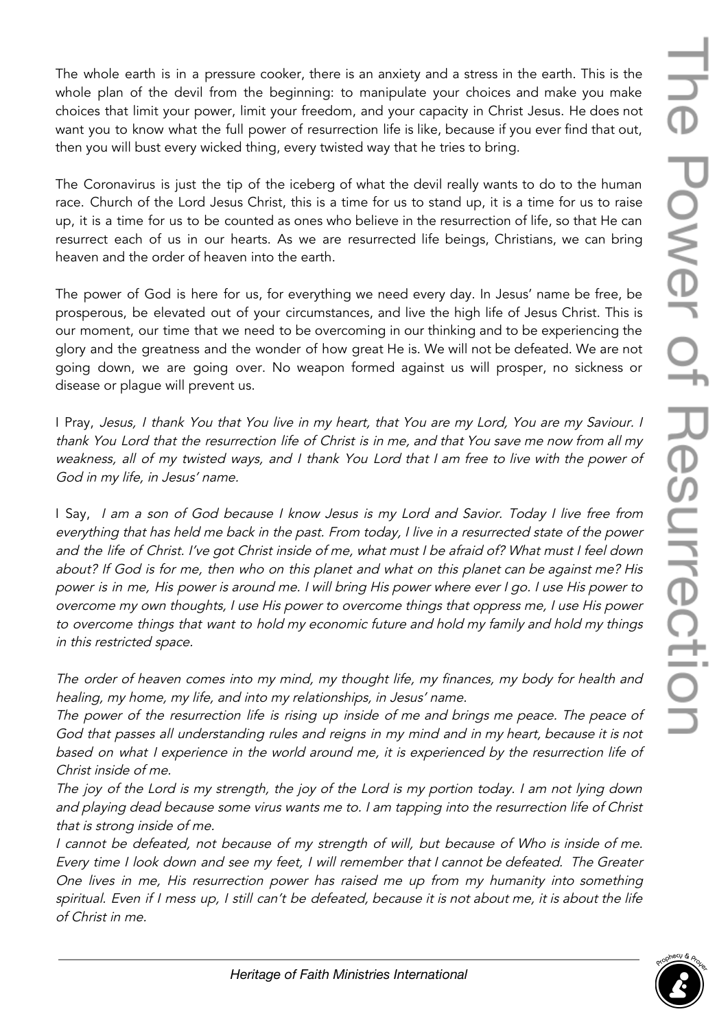The whole earth is in a pressure cooker, there is an anxiety and a stress in the earth. This is the whole plan of the devil from the beginning: to manipulate your choices and make you make choices that limit your power, limit your freedom, and your capacity in Christ Jesus. He does not want you to know what the full power of resurrection life is like, because if you ever find that out, then you will bust every wicked thing, every twisted way that he tries to bring.

The Coronavirus is just the tip of the iceberg of what the devil really wants to do to the human race. Church of the Lord Jesus Christ, this is a time for us to stand up, it is a time for us to raise up, it is a time for us to be counted as ones who believe in the resurrection of life, so that He can resurrect each of us in our hearts. As we are resurrected life beings, Christians, we can bring heaven and the order of heaven into the earth.

The power of God is here for us, for everything we need every day. In Jesus' name be free, be prosperous, be elevated out of your circumstances, and live the high life of Jesus Christ. This is our moment, our time that we need to be overcoming in our thinking and to be experiencing the glory and the greatness and the wonder of how great He is. We will not be defeated. We are not going down, we are going over. No weapon formed against us will prosper, no sickness or disease or plague will prevent us.

I Pray, *Jesus, I thank You that You live in my heart, that You are my Lord, You are my Saviour. I thank You Lord that the resurrection life of Christ is in me, and that You save me now from all my weakness, all of my twisted ways, and I thank You Lord that I am free to live with the power of God in my life, in Jesus' name.*

I Say, *I am a son of God because I know Jesus is my Lord and Savior. Today I live free from everything that has held me back in the past. From today, I live in a resurrected state of the power and the life of Christ. I've got Christ inside of me, what must I be afraid of? What must I feel down about? If God is for me, then who on this planet and what on this planet can be against me? His power is in me, His power is around me. I will bring His power where ever I go. I use His power to overcome my own thoughts, I use His power to overcome things that oppress me, I use His power to overcome things that want to hold my economic future and hold my family and hold my things in this restricted space.*

*The order of heaven comes into my mind, my thought life, my finances, my body for health and healing, my home, my life, and into my relationships, in Jesus' name.*

*The power of the resurrection life is rising up inside of me and brings me peace. The peace of God that passes all understanding rules and reigns in my mind and in my heart, because it is not based on what I experience in the world around me, it is experienced by the resurrection life of Christ inside of me.*

*The joy of the Lord is my strength, the joy of the Lord is my portion today. I am not lying down and playing dead because some virus wants me to. I am tapping into the resurrection life of Christ that is strong inside of me.*

*I cannot be defeated, not because of my strength of will, but because of Who is inside of me. Every time I look down and see my feet, I will remember that I cannot be defeated. The Greater One lives in me, His resurrection power has raised me up from my humanity into something spiritual. Even if I mess up, I still can't be defeated, because it is not about me, it is about the life of Christ in me.*